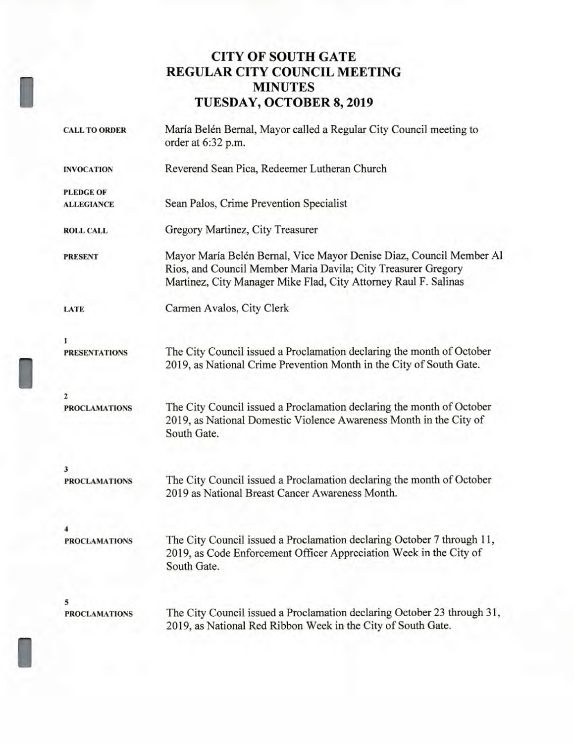# CITY OF SOUTH GATE
# REGULAR CITY COUNCIL MEETING
# MINUTES
# TUESDAY, OCTOBER 8, 2019

| | |
|---|---|
| **CALL TO ORDER** | María Belén Bernal, Mayor called a Regular City Council meeting to order at 6:32 p.m. |
| **INVOCATION** | Reverend Sean Pica, Redeemer Lutheran Church |
| **PLEDGE OF ALLEGIANCE** | Sean Palos, Crime Prevention Specialist |
| **ROLL CALL** | Gregory Martinez, City Treasurer |
| **PRESENT** | Mayor María Belén Bernal, Vice Mayor Denise Diaz, Council Member Al Rios, and Council Member Maria Davila; City Treasurer Gregory Martinez, City Manager Mike Flad, City Attorney Raul F. Salinas |
| **LATE** | Carmen Avalos, City Clerk |
| **1 PRESENTATIONS** | The City Council issued a Proclamation declaring the month of October 2019, as National Crime Prevention Month in the City of South Gate. |
| **2 PROCLAMATIONS** | The City Council issued a Proclamation declaring the month of October 2019, as National Domestic Violence Awareness Month in the City of South Gate. |
| **3 PROCLAMATIONS** | The City Council issued a Proclamation declaring the month of October 2019 as National Breast Cancer Awareness Month. |
| **4 PROCLAMATIONS** | The City Council issued a Proclamation declaring October 7 through 11, 2019, as Code Enforcement Officer Appreciation Week in the City of South Gate. |
| **5 PROCLAMATIONS** | The City Council issued a Proclamation declaring October 23 through 31, 2019, as National Red Ribbon Week in the City of South Gate. |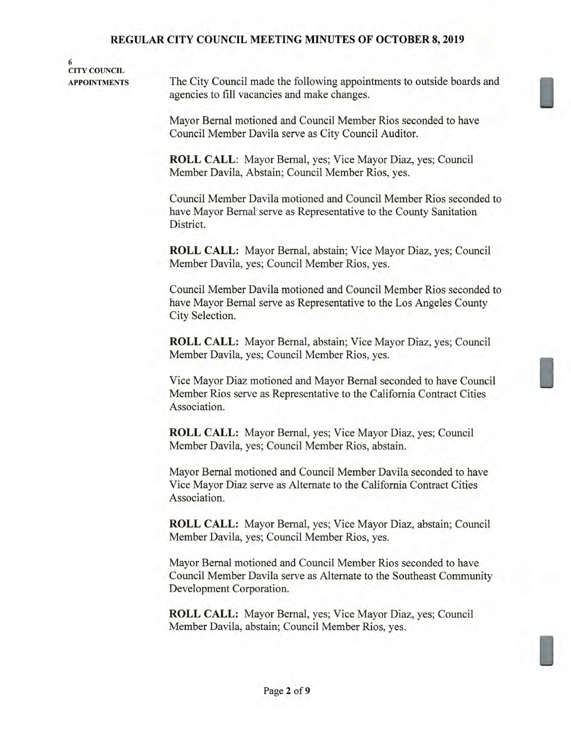**6**
**CITY COUNCIL APPOINTMENTS**

The City Council made the following appointments to outside boards and agencies to fill vacancies and make changes.

Mayor Bernal motioned and Council Member Rios seconded to have Council Member Davila serve as City Council Auditor.

**ROLL CALL**: Mayor Bernal, yes; Vice Mayor Diaz, yes; Council Member Davila, Abstain; Council Member Rios, yes.

Council Member Davila motioned and Council Member Rios seconded to have Mayor Bernal serve as Representative to the County Sanitation District.

**ROLL CALL:** Mayor Bernal, abstain; Vice Mayor Diaz, yes; Council Member Davila, yes; Council Member Rios, yes.

Council Member Davila motioned and Council Member Rios seconded to have Mayor Bernal serve as Representative to the Los Angeles County City Selection.

**ROLL CALL:** Mayor Bernal, abstain; Vice Mayor Diaz, yes; Council Member Davila, yes; Council Member Rios, yes.

Vice Mayor Diaz motioned and Mayor Bernal seconded to have Council Member Rios serve as Representative to the California Contract Cities Association.

**ROLL CALL:** Mayor Bernal, yes; Vice Mayor Diaz, yes; Council Member Davila, yes; Council Member Rios, abstain.

Mayor Bernal motioned and Council Member Davila seconded to have Vice Mayor Diaz serve as Alternate to the California Contract Cities Association.

**ROLL CALL:** Mayor Bernal, yes; Vice Mayor Diaz, abstain; Council Member Davila, yes; Council Member Rios, yes.

Mayor Bernal motioned and Council Member Rios seconded to have Council Member Davila serve as Alternate to the Southeast Community Development Corporation.

**ROLL CALL:** Mayor Bernal, yes; Vice Mayor Diaz, yes; Council Member Davila, abstain; Council Member Rios, yes.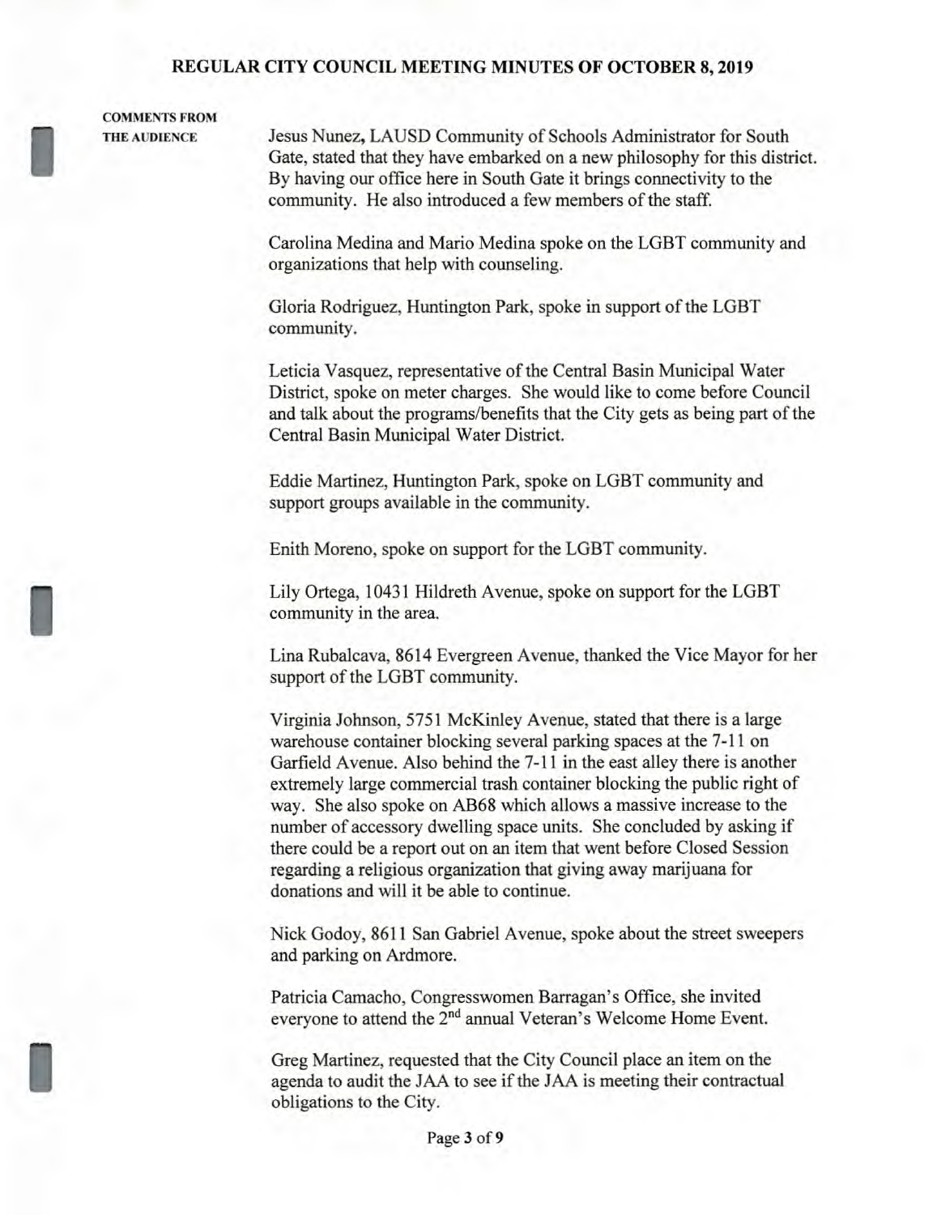**COMMENTS FROM THE AUDIENCE**

Jesus Nunez, LAUSD Community of Schools Administrator for South Gate, stated that they have embarked on a new philosophy for this district. By having our office here in South Gate it brings connectivity to the community. He also introduced a few members of the staff.

Carolina Medina and Mario Medina spoke on the LGBT community and organizations that help with counseling.

Gloria Rodriguez, Huntington Park, spoke in support of the LGBT community.

Leticia Vasquez, representative of the Central Basin Municipal Water District, spoke on meter charges. She would like to come before Council and talk about the programs/benefits that the City gets as being part of the Central Basin Municipal Water District.

Eddie Martinez, Huntington Park, spoke on LGBT community and support groups available in the community.

Enith Moreno, spoke on support for the LGBT community.

Lily Ortega, 10431 Hildreth Avenue, spoke on support for the LGBT community in the area.

Lina Rubalcava, 8614 Evergreen Avenue, thanked the Vice Mayor for her support of the LGBT community.

Virginia Johnson, 5751 McKinley Avenue, stated that there is a large warehouse container blocking several parking spaces at the 7-11 on Garfield Avenue. Also behind the 7-11 in the east alley there is another extremely large commercial trash container blocking the public right of way. She also spoke on AB68 which allows a massive increase to the number of accessory dwelling space units. She concluded by asking if there could be a report out on an item that went before Closed Session regarding a religious organization that giving away marijuana for donations and will it be able to continue.

Nick Godoy, 8611 San Gabriel Avenue, spoke about the street sweepers and parking on Ardmore.

Patricia Camacho, Congresswomen Barragan's Office, she invited everyone to attend the 2nd annual Veteran's Welcome Home Event.

Greg Martinez, requested that the City Council place an item on the agenda to audit the JAA to see if the JAA is meeting their contractual obligations to the City.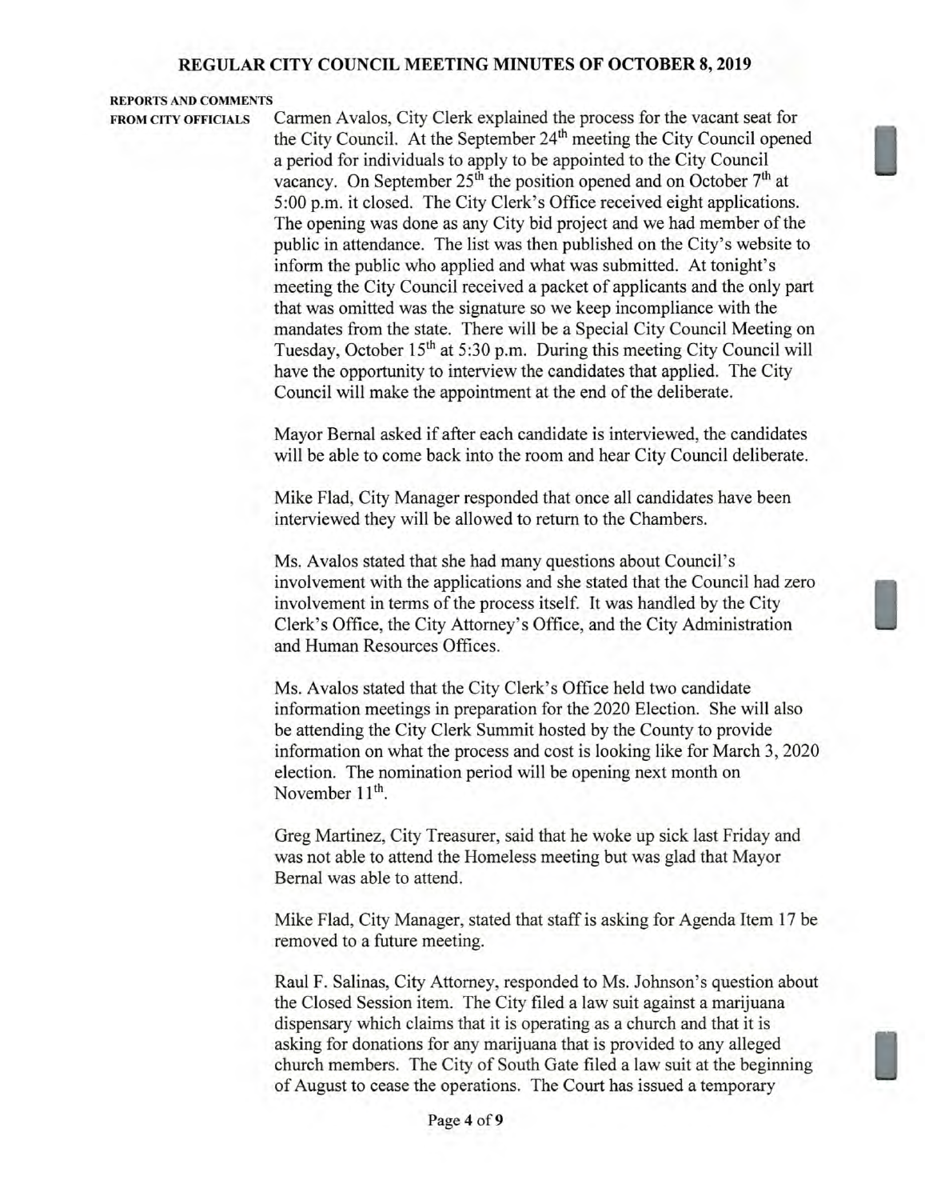**REPORTS AND COMMENTS FROM CITY OFFICIALS**

Carmen Avalos, City Clerk explained the process for the vacant seat for the City Council. At the September 24th meeting the City Council opened a period for individuals to apply to be appointed to the City Council vacancy. On September 25th the position opened and on October 7th at 5:00 p.m. it closed. The City Clerk's Office received eight applications. The opening was done as any City bid project and we had member of the public in attendance. The list was then published on the City's website to inform the public who applied and what was submitted. At tonight's meeting the City Council received a packet of applicants and the only part that was omitted was the signature so we keep incompliance with the mandates from the state. There will be a Special City Council Meeting on Tuesday, October 15th at 5:30 p.m. During this meeting City Council will have the opportunity to interview the candidates that applied. The City Council will make the appointment at the end of the deliberate.

Mayor Bernal asked if after each candidate is interviewed, the candidates will be able to come back into the room and hear City Council deliberate.

Mike Flad, City Manager responded that once all candidates have been interviewed they will be allowed to return to the Chambers.

Ms. Avalos stated that she had many questions about Council's involvement with the applications and she stated that the Council had zero involvement in terms of the process itself. It was handled by the City Clerk's Office, the City Attorney's Office, and the City Administration and Human Resources Offices.

Ms. Avalos stated that the City Clerk's Office held two candidate information meetings in preparation for the 2020 Election. She will also be attending the City Clerk Summit hosted by the County to provide information on what the process and cost is looking like for March 3, 2020 election. The nomination period will be opening next month on November 11th.

Greg Martinez, City Treasurer, said that he woke up sick last Friday and was not able to attend the Homeless meeting but was glad that Mayor Bernal was able to attend.

Mike Flad, City Manager, stated that staff is asking for Agenda Item 17 be removed to a future meeting.

Raul F. Salinas, City Attorney, responded to Ms. Johnson's question about the Closed Session item. The City filed a law suit against a marijuana dispensary which claims that it is operating as a church and that it is asking for donations for any marijuana that is provided to any alleged church members. The City of South Gate filed a law suit at the beginning of August to cease the operations. The Court has issued a temporary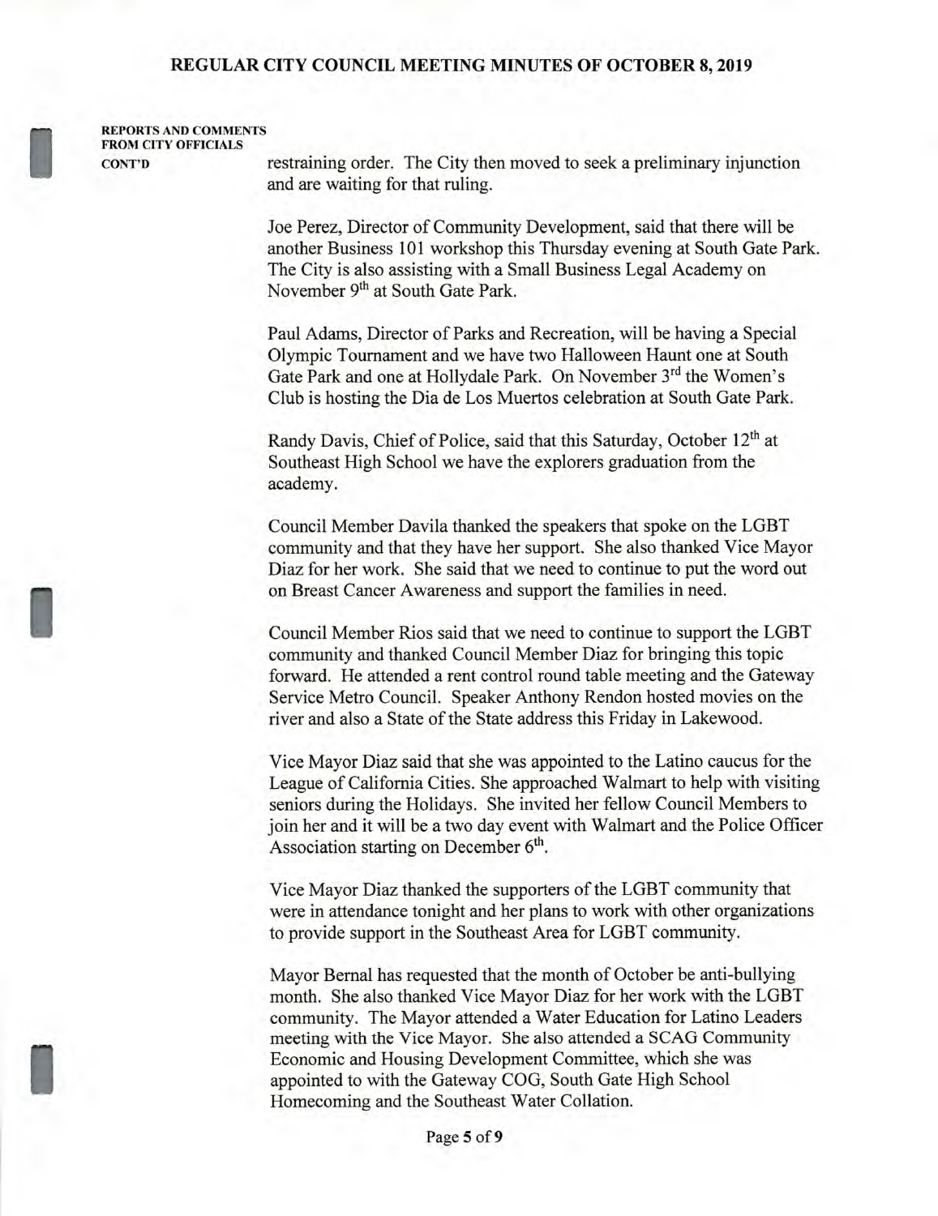**REPORTS AND COMMENTS FROM CITY OFFICIALS CONT'D**

restraining order. The City then moved to seek a preliminary injunction and are waiting for that ruling.

Joe Perez, Director of Community Development, said that there will be another Business 101 workshop this Thursday evening at South Gate Park. The City is also assisting with a Small Business Legal Academy on November 9th at South Gate Park.

Paul Adams, Director of Parks and Recreation, will be having a Special Olympic Tournament and we have two Halloween Haunt one at South Gate Park and one at Hollydale Park. On November 3rd the Women's Club is hosting the Dia de Los Muertos celebration at South Gate Park.

Randy Davis, Chief of Police, said that this Saturday, October 12th at Southeast High School we have the explorers graduation from the academy.

Council Member Davila thanked the speakers that spoke on the LGBT community and that they have her support. She also thanked Vice Mayor Diaz for her work. She said that we need to continue to put the word out on Breast Cancer Awareness and support the families in need.

Council Member Rios said that we need to continue to support the LGBT community and thanked Council Member Diaz for bringing this topic forward. He attended a rent control round table meeting and the Gateway Service Metro Council. Speaker Anthony Rendon hosted movies on the river and also a State of the State address this Friday in Lakewood.

Vice Mayor Diaz said that she was appointed to the Latino caucus for the League of California Cities. She approached Walmart to help with visiting seniors during the Holidays. She invited her fellow Council Members to join her and it will be a two day event with Walmart and the Police Officer Association starting on December 6th.

Vice Mayor Diaz thanked the supporters of the LGBT community that were in attendance tonight and her plans to work with other organizations to provide support in the Southeast Area for LGBT community.

Mayor Bernal has requested that the month of October be anti-bullying month. She also thanked Vice Mayor Diaz for her work with the LGBT community. The Mayor attended a Water Education for Latino Leaders meeting with the Vice Mayor. She also attended a SCAG Community Economic and Housing Development Committee, which she was appointed to with the Gateway COG, South Gate High School Homecoming and the Southeast Water Collation.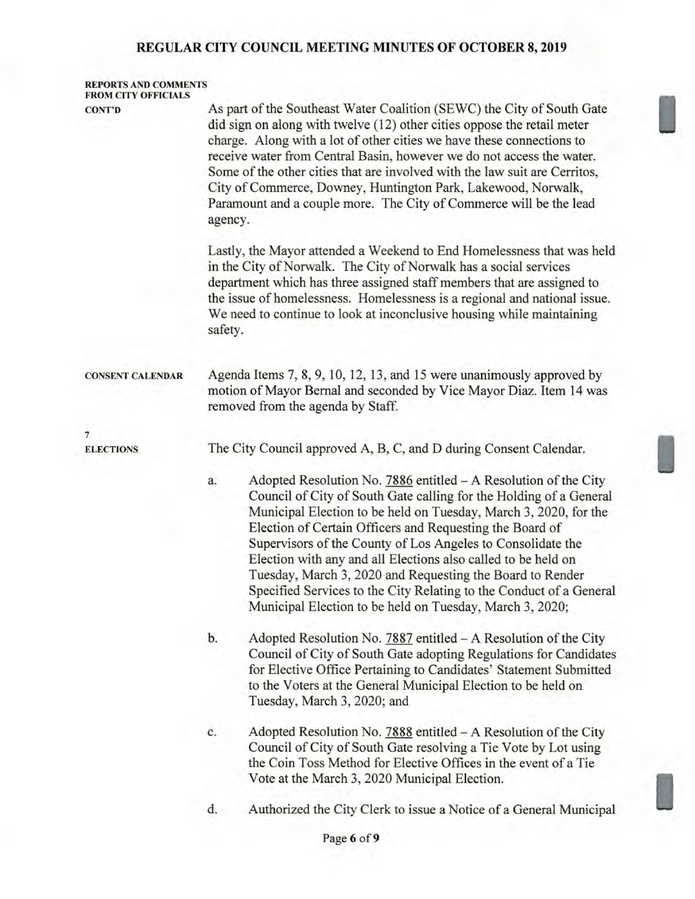**REPORTS AND COMMENTS FROM CITY OFFICIALS CONT'D**

As part of the Southeast Water Coalition (SEWC) the City of South Gate did sign on along with twelve (12) other cities oppose the retail meter charge. Along with a lot of other cities we have these connections to receive water from Central Basin, however we do not access the water. Some of the other cities that are involved with the law suit are Cerritos, City of Commerce, Downey, Huntington Park, Lakewood, Norwalk, Paramount and a couple more. The City of Commerce will be the lead agency.

Lastly, the Mayor attended a Weekend to End Homelessness that was held in the City of Norwalk. The City of Norwalk has a social services department which has three assigned staff members that are assigned to the issue of homelessness. Homelessness is a regional and national issue. We need to continue to look at inconclusive housing while maintaining safety.

**CONSENT CALENDAR**

Agenda Items 7, 8, 9, 10, 12, 13, and 15 were unanimously approved by motion of Mayor Bernal and seconded by Vice Mayor Diaz. Item 14 was removed from the agenda by Staff.

**7**
**ELECTIONS**

The City Council approved A, B, C, and D during Consent Calendar.

a. Adopted Resolution No. 7886 entitled – A Resolution of the City Council of City of South Gate calling for the Holding of a General Municipal Election to be held on Tuesday, March 3, 2020, for the Election of Certain Officers and Requesting the Board of Supervisors of the County of Los Angeles to Consolidate the Election with any and all Elections also called to be held on Tuesday, March 3, 2020 and Requesting the Board to Render Specified Services to the City Relating to the Conduct of a General Municipal Election to be held on Tuesday, March 3, 2020;

b. Adopted Resolution No. 7887 entitled – A Resolution of the City Council of City of South Gate adopting Regulations for Candidates for Elective Office Pertaining to Candidates' Statement Submitted to the Voters at the General Municipal Election to be held on Tuesday, March 3, 2020; and

c. Adopted Resolution No. 7888 entitled – A Resolution of the City Council of City of South Gate resolving a Tie Vote by Lot using the Coin Toss Method for Elective Offices in the event of a Tie Vote at the March 3, 2020 Municipal Election.

d. Authorized the City Clerk to issue a Notice of a General Municipal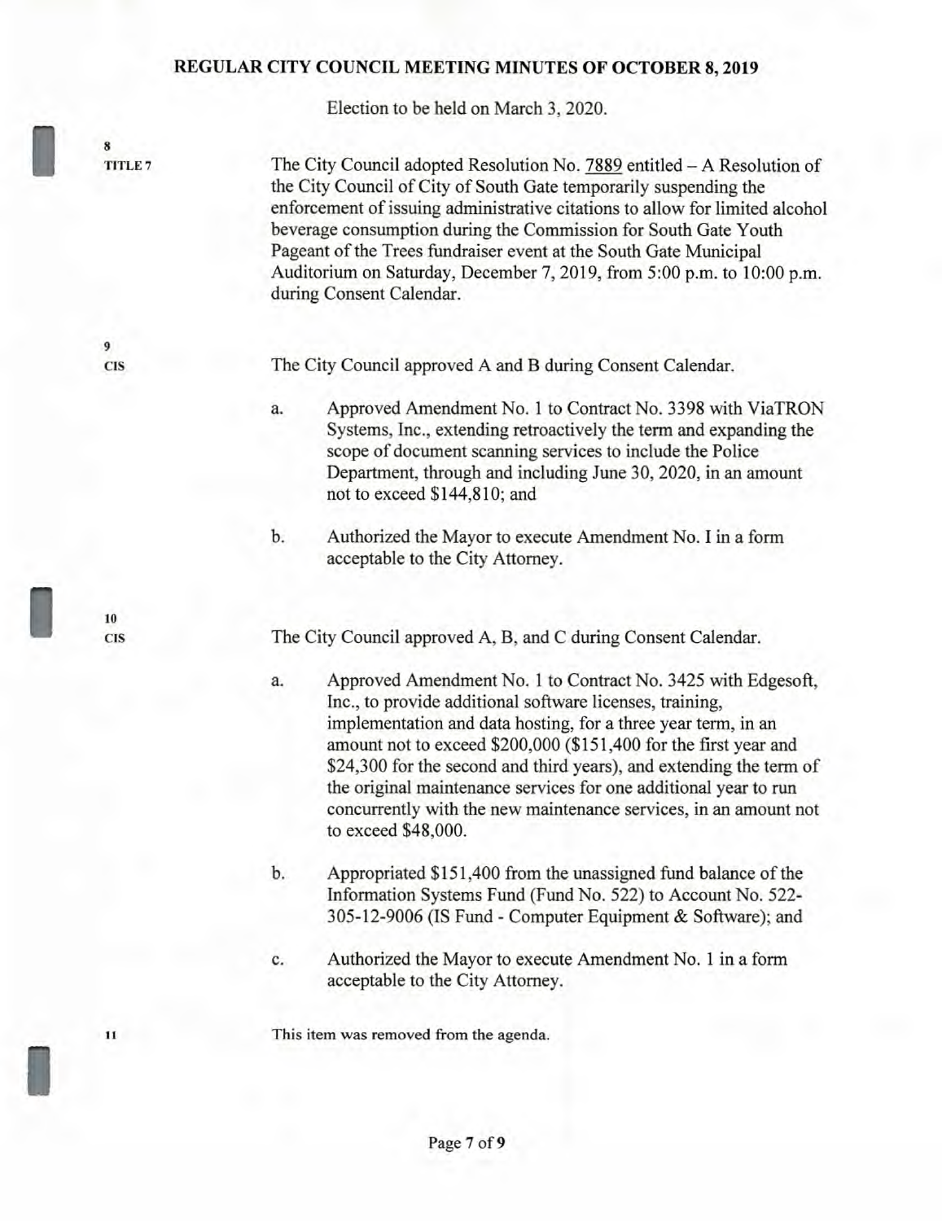Election to be held on March 3, 2020.

**8**
**TITLE 7**

The City Council adopted Resolution No. 7889 entitled – A Resolution of the City Council of City of South Gate temporarily suspending the enforcement of issuing administrative citations to allow for limited alcohol beverage consumption during the Commission for South Gate Youth Pageant of the Trees fundraiser event at the South Gate Municipal Auditorium on Saturday, December 7, 2019, from 5:00 p.m. to 10:00 p.m. during Consent Calendar.

**9**
**CIS**

The City Council approved A and B during Consent Calendar.

a. Approved Amendment No. 1 to Contract No. 3398 with ViaTRON Systems, Inc., extending retroactively the term and expanding the scope of document scanning services to include the Police Department, through and including June 30, 2020, in an amount not to exceed $144,810; and

b. Authorized the Mayor to execute Amendment No. I in a form acceptable to the City Attorney.

**10**
**CIS**

The City Council approved A, B, and C during Consent Calendar.

a. Approved Amendment No. 1 to Contract No. 3425 with Edgesoft, Inc., to provide additional software licenses, training, implementation and data hosting, for a three year term, in an amount not to exceed $200,000 ($151,400 for the first year and $24,300 for the second and third years), and extending the term of the original maintenance services for one additional year to run concurrently with the new maintenance services, in an amount not to exceed $48,000.

b. Appropriated $151,400 from the unassigned fund balance of the Information Systems Fund (Fund No. 522) to Account No. 522-305-12-9006 (IS Fund - Computer Equipment & Software); and

c. Authorized the Mayor to execute Amendment No. 1 in a form acceptable to the City Attorney.

**11**

This item was removed from the agenda.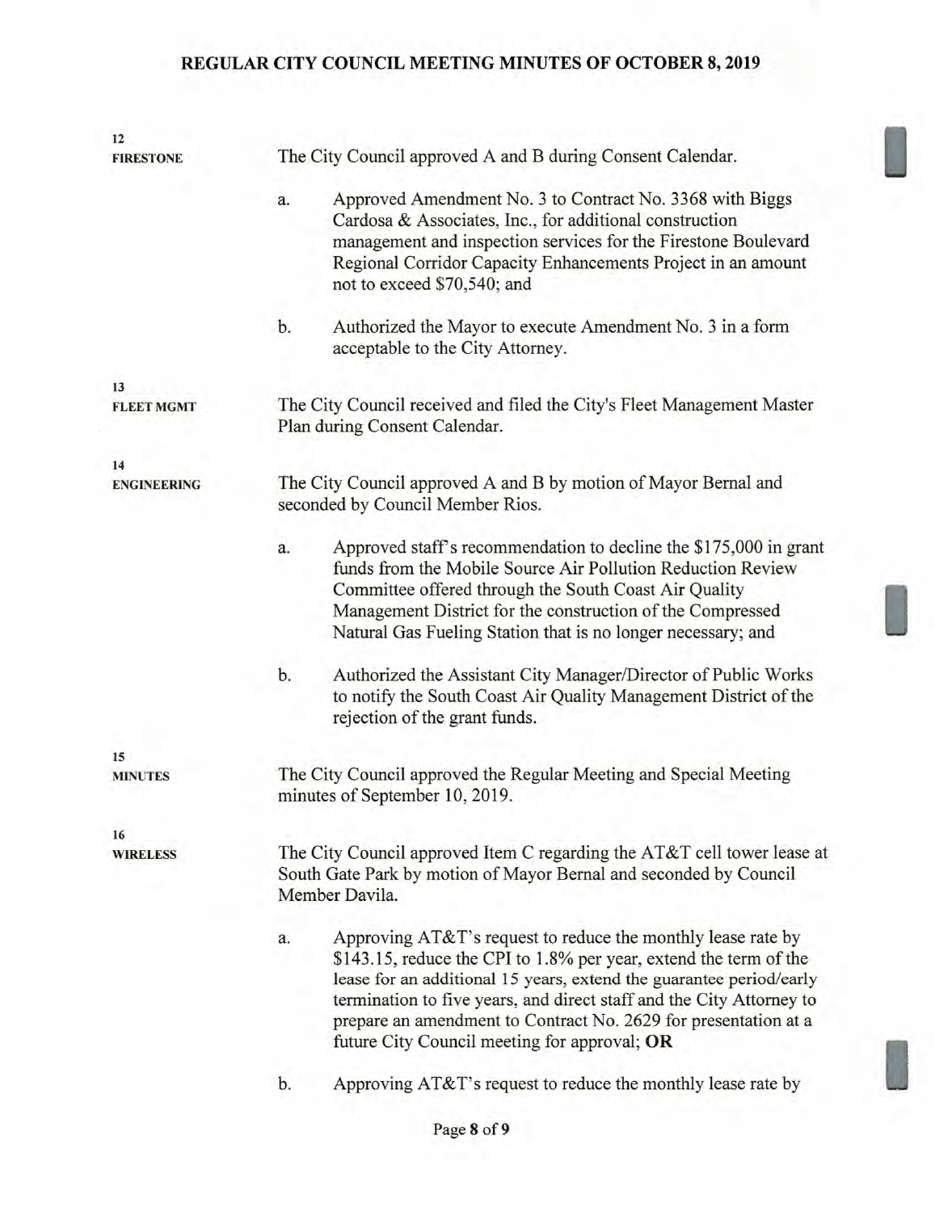**12**
**FIRESTONE**

The City Council approved A and B during Consent Calendar.

a. Approved Amendment No. 3 to Contract No. 3368 with Biggs Cardosa & Associates, Inc., for additional construction management and inspection services for the Firestone Boulevard Regional Corridor Capacity Enhancements Project in an amount not to exceed $70,540; and

b. Authorized the Mayor to execute Amendment No. 3 in a form acceptable to the City Attorney.

**13**
**FLEET MGMT**

The City Council received and filed the City's Fleet Management Master Plan during Consent Calendar.

**14**
**ENGINEERING**

The City Council approved A and B by motion of Mayor Bernal and seconded by Council Member Rios.

a. Approved staff's recommendation to decline the $175,000 in grant funds from the Mobile Source Air Pollution Reduction Review Committee offered through the South Coast Air Quality Management District for the construction of the Compressed Natural Gas Fueling Station that is no longer necessary; and

b. Authorized the Assistant City Manager/Director of Public Works to notify the South Coast Air Quality Management District of the rejection of the grant funds.

**15**
**MINUTES**

The City Council approved the Regular Meeting and Special Meeting minutes of September 10, 2019.

**16**
**WIRELESS**

The City Council approved Item C regarding the AT&T cell tower lease at South Gate Park by motion of Mayor Bernal and seconded by Council Member Davila.

a. Approving AT&T's request to reduce the monthly lease rate by $143.15, reduce the CPI to 1.8% per year, extend the term of the lease for an additional 15 years, extend the guarantee period/early termination to five years, and direct staff and the City Attorney to prepare an amendment to Contract No. 2629 for presentation at a future City Council meeting for approval; **OR**

b. Approving AT&T's request to reduce the monthly lease rate by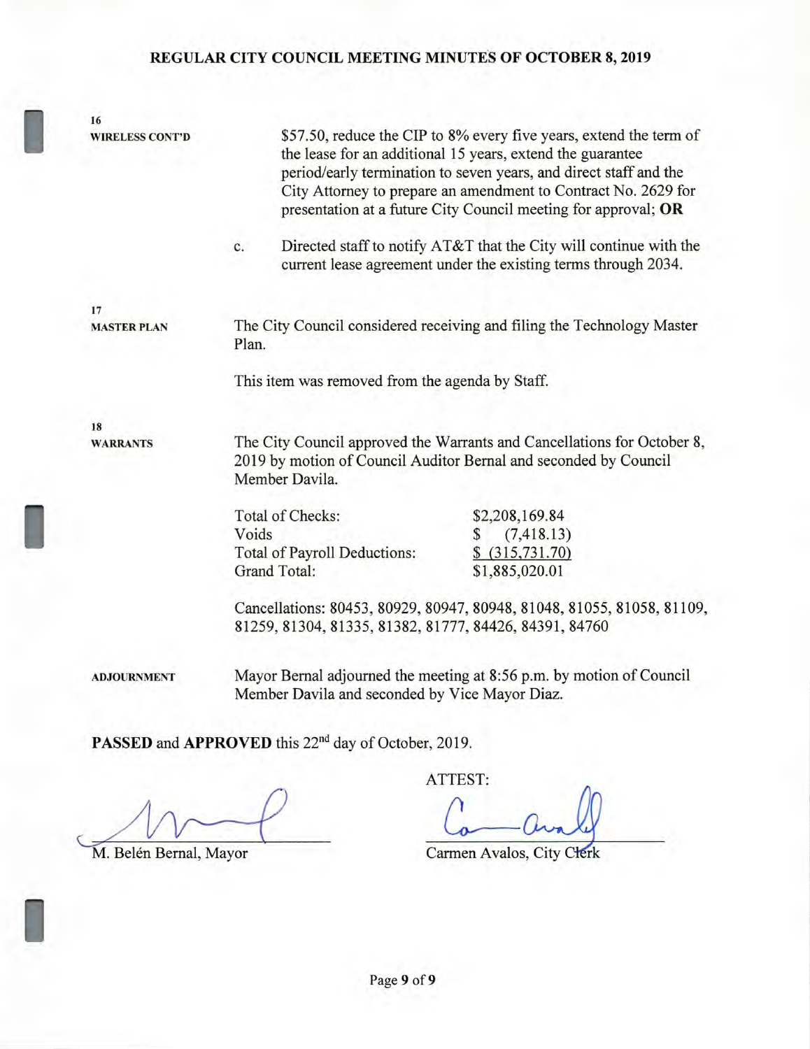**16**
**WIRELESS CONT'D**

$57.50, reduce the CIP to 8% every five years, extend the term of the lease for an additional 15 years, extend the guarantee period/early termination to seven years, and direct staff and the City Attorney to prepare an amendment to Contract No. 2629 for presentation at a future City Council meeting for approval; **OR**

c. Directed staff to notify AT&T that the City will continue with the current lease agreement under the existing terms through 2034.

**17**
**MASTER PLAN**

The City Council considered receiving and filing the Technology Master Plan.

This item was removed from the agenda by Staff.

**18**
**WARRANTS**

The City Council approved the Warrants and Cancellations for October 8, 2019 by motion of Council Auditor Bernal and seconded by Council Member Davila.

| | |
|---|---|
| Total of Checks: | $2,208,169.84 |
| Voids | $ (7,418.13) |
| Total of Payroll Deductions: | $ (315,731.70) |
| Grand Total: | $1,885,020.01 |

Cancellations: 80453, 80929, 80947, 80948, 81048, 81055, 81058, 81109, 81259, 81304, 81335, 81382, 81777, 84426, 84391, 84760

**ADJOURNMENT**

Mayor Bernal adjourned the meeting at 8:56 p.m. by motion of Council Member Davila and seconded by Vice Mayor Diaz.

**PASSED** and **APPROVED** this 22nd day of October, 2019.

M. Belén Bernal, Mayor

ATTEST:

Carmen Avalos, City Clerk